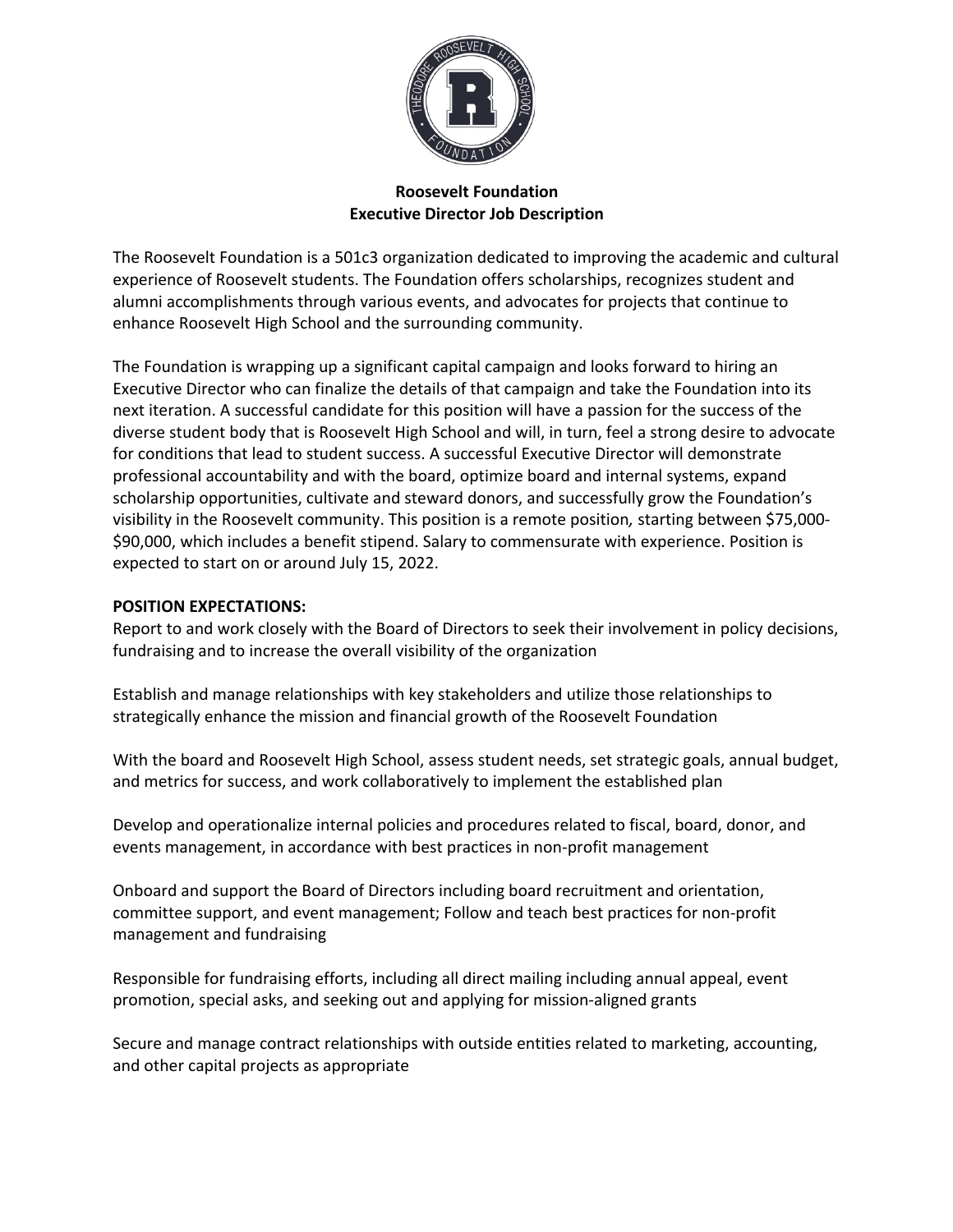**Roosevelt Foundation**
**Executive Director Job Description**

The Roosevelt Foundation is a 501c3 organization dedicated to improving the academic and cultural experience of Roosevelt students. The Foundation offers scholarships, recognizes student and alumni accomplishments through various events, and advocates for projects that continue to enhance Roosevelt High School and the surrounding community.

The Foundation is wrapping up a significant capital campaign and looks forward to hiring an Executive Director who can finalize the details of that campaign and take the Foundation into its next iteration. A successful candidate for this position will have a passion for the success of the diverse student body that is Roosevelt High School and will, in turn, feel a strong desire to advocate for conditions that lead to student success. A successful Executive Director will demonstrate professional accountability and with the board, optimize board and internal systems, expand scholarship opportunities, cultivate and steward donors, and successfully grow the Foundation's visibility in the Roosevelt community. This position is a remote position, starting between $75,000-$90,000, which includes a benefit stipend. Salary to commensurate with experience. Position is expected to start on or around July 15, 2022.

**POSITION EXPECTATIONS:**

Report to and work closely with the Board of Directors to seek their involvement in policy decisions, fundraising and to increase the overall visibility of the organization

Establish and manage relationships with key stakeholders and utilize those relationships to strategically enhance the mission and financial growth of the Roosevelt Foundation

With the board and Roosevelt High School, assess student needs, set strategic goals, annual budget, and metrics for success, and work collaboratively to implement the established plan

Develop and operationalize internal policies and procedures related to fiscal, board, donor, and events management, in accordance with best practices in non-profit management

Onboard and support the Board of Directors including board recruitment and orientation, committee support, and event management; Follow and teach best practices for non-profit management and fundraising

Responsible for fundraising efforts, including all direct mailing including annual appeal, event promotion, special asks, and seeking out and applying for mission-aligned grants

Secure and manage contract relationships with outside entities related to marketing, accounting, and other capital projects as appropriate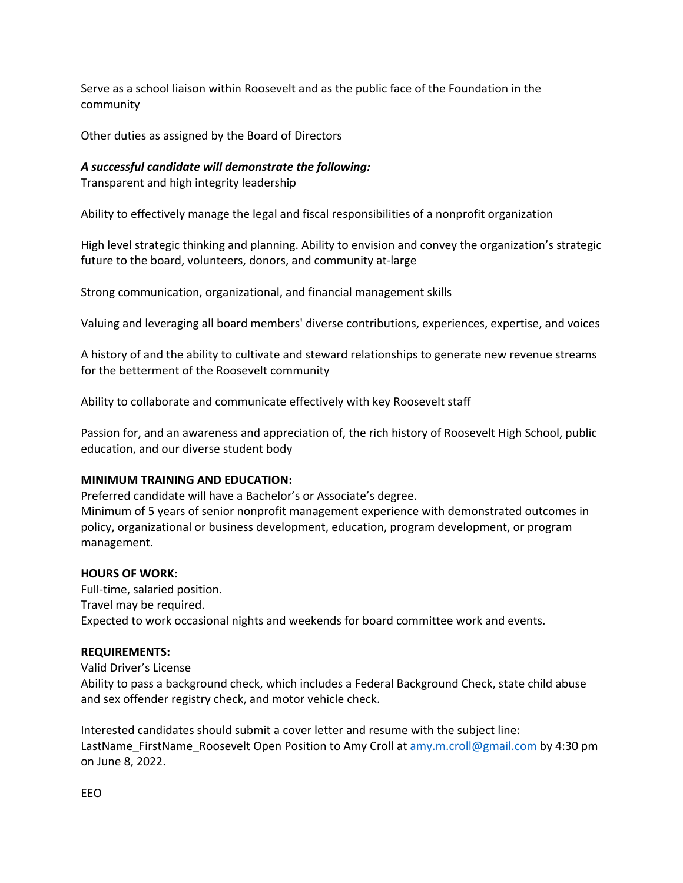Serve as a school liaison within Roosevelt and as the public face of the Foundation in the community

Other duties as assigned by the Board of Directors

***A successful candidate will demonstrate the following:***
Transparent and high integrity leadership

Ability to effectively manage the legal and fiscal responsibilities of a nonprofit organization

High level strategic thinking and planning. Ability to envision and convey the organization's strategic future to the board, volunteers, donors, and community at-large

Strong communication, organizational, and financial management skills

Valuing and leveraging all board members' diverse contributions, experiences, expertise, and voices

A history of and the ability to cultivate and steward relationships to generate new revenue streams for the betterment of the Roosevelt community

Ability to collaborate and communicate effectively with key Roosevelt staff

Passion for, and an awareness and appreciation of, the rich history of Roosevelt High School, public education, and our diverse student body

**MINIMUM TRAINING AND EDUCATION:**
Preferred candidate will have a Bachelor's or Associate's degree.
Minimum of 5 years of senior nonprofit management experience with demonstrated outcomes in policy, organizational or business development, education, program development, or program management.

**HOURS OF WORK:**
Full-time, salaried position.
Travel may be required.
Expected to work occasional nights and weekends for board committee work and events.

**REQUIREMENTS:**
Valid Driver's License
Ability to pass a background check, which includes a Federal Background Check, state child abuse and sex offender registry check, and motor vehicle check.

Interested candidates should submit a cover letter and resume with the subject line: LastName_FirstName_Roosevelt Open Position to Amy Croll at amy.m.croll@gmail.com by 4:30 pm on June 8, 2022.

EEO